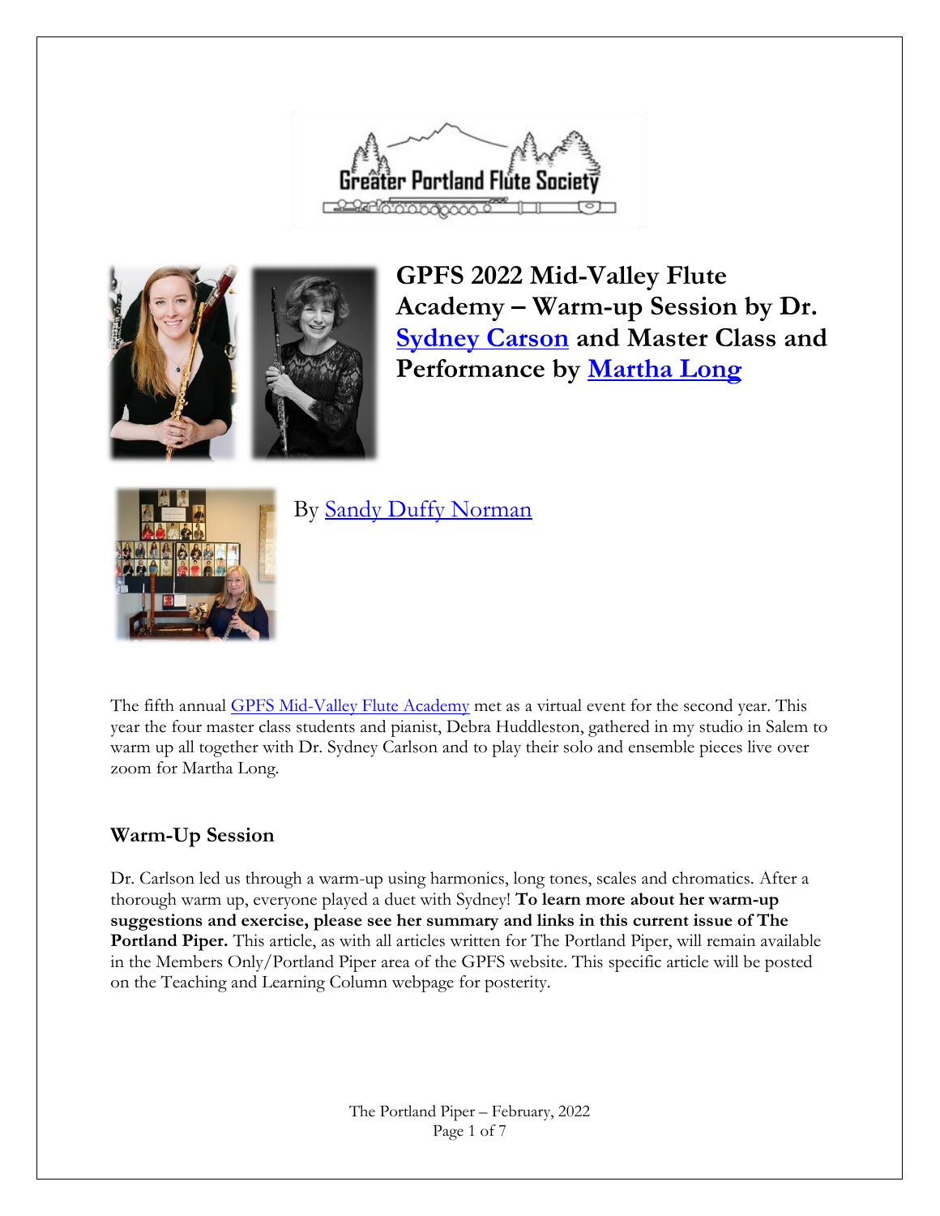# GPFS 2022 Mid-Valley Flute Academy – Warm-up Session by Dr. Sydney Carson and Master Class and Performance by Martha Long

By Sandy Duffy Norman

The fifth annual GPFS Mid-Valley Flute Academy met as a virtual event for the second year. This year the four master class students and pianist, Debra Huddleston, gathered in my studio in Salem to warm up all together with Dr. Sydney Carlson and to play their solo and ensemble pieces live over zoom for Martha Long.

## Warm-Up Session

Dr. Carlson led us through a warm-up using harmonics, long tones, scales and chromatics. After a thorough warm up, everyone played a duet with Sydney! **To learn more about her warm-up suggestions and exercise, please see her summary and links in this current issue of The Portland Piper.** This article, as with all articles written for The Portland Piper, will remain available in the Members Only/Portland Piper area of the GPFS website. This specific article will be posted on the Teaching and Learning Column webpage for posterity.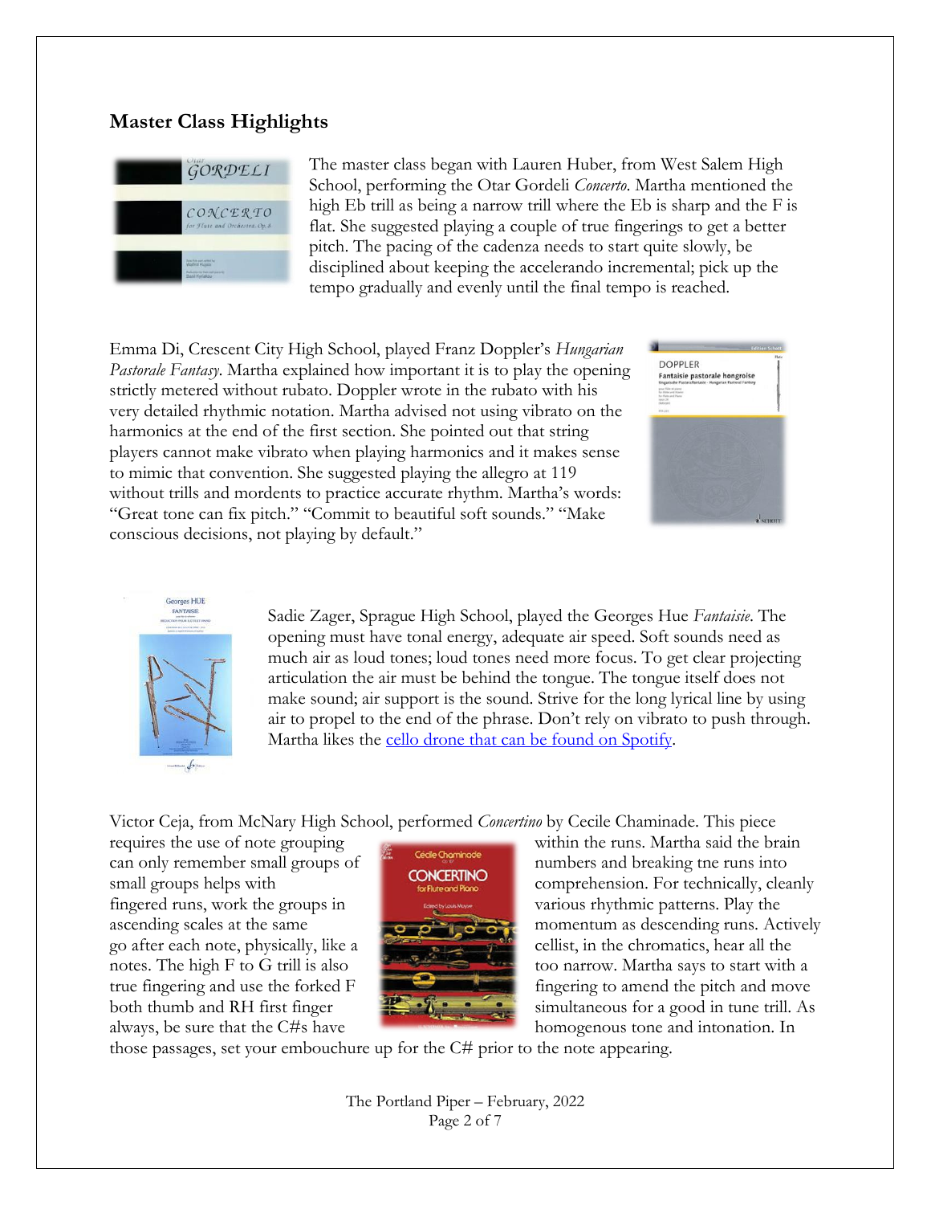## Master Class Highlights

The master class began with Lauren Huber, from West Salem High School, performing the Otar Gordeli *Concerto.* Martha mentioned the high Eb trill as being a narrow trill where the Eb is sharp and the F is flat. She suggested playing a couple of true fingerings to get a better pitch. The pacing of the cadenza needs to start quite slowly, be disciplined about keeping the accelerando incremental; pick up the tempo gradually and evenly until the final tempo is reached.

Emma Di, Crescent City High School, played Franz Doppler's *Hungarian Pastorale Fantasy.* Martha explained how important it is to play the opening strictly metered without rubato. Doppler wrote in the rubato with his very detailed rhythmic notation. Martha advised not using vibrato on the harmonics at the end of the first section. She pointed out that string players cannot make vibrato when playing harmonics and it makes sense to mimic that convention. She suggested playing the allegro at 119 without trills and mordents to practice accurate rhythm. Martha's words: "Great tone can fix pitch." "Commit to beautiful soft sounds." "Make conscious decisions, not playing by default."

Sadie Zager, Sprague High School, played the Georges Hue *Fantaisie.* The opening must have tonal energy, adequate air speed. Soft sounds need as much air as loud tones; loud tones need more focus. To get clear projecting articulation the air must be behind the tongue. The tongue itself does not make sound; air support is the sound. Strive for the long lyrical line by using air to propel to the end of the phrase. Don't rely on vibrato to push through. Martha likes the cello drone that can be found on Spotify.

Victor Ceja, from McNary High School, performed *Concertino* by Cecile Chaminade. This piece requires the use of note grouping within the runs. Martha said the brain can only remember small groups of numbers and breaking tne runs into small groups helps with comprehension. For technically, cleanly fingered runs, work the groups in various rhythmic patterns. Play the ascending scales at the same momentum as descending runs. Actively go after each note, physically, like a cellist, in the chromatics, hear all the notes. The high F to G trill is also too narrow. Martha says to start with a true fingering and use the forked F fingering to amend the pitch and move both thumb and RH first finger simultaneous for a good in tune trill. As always, be sure that the C#s have homogenous tone and intonation. In those passages, set your embouchure up for the C# prior to the note appearing.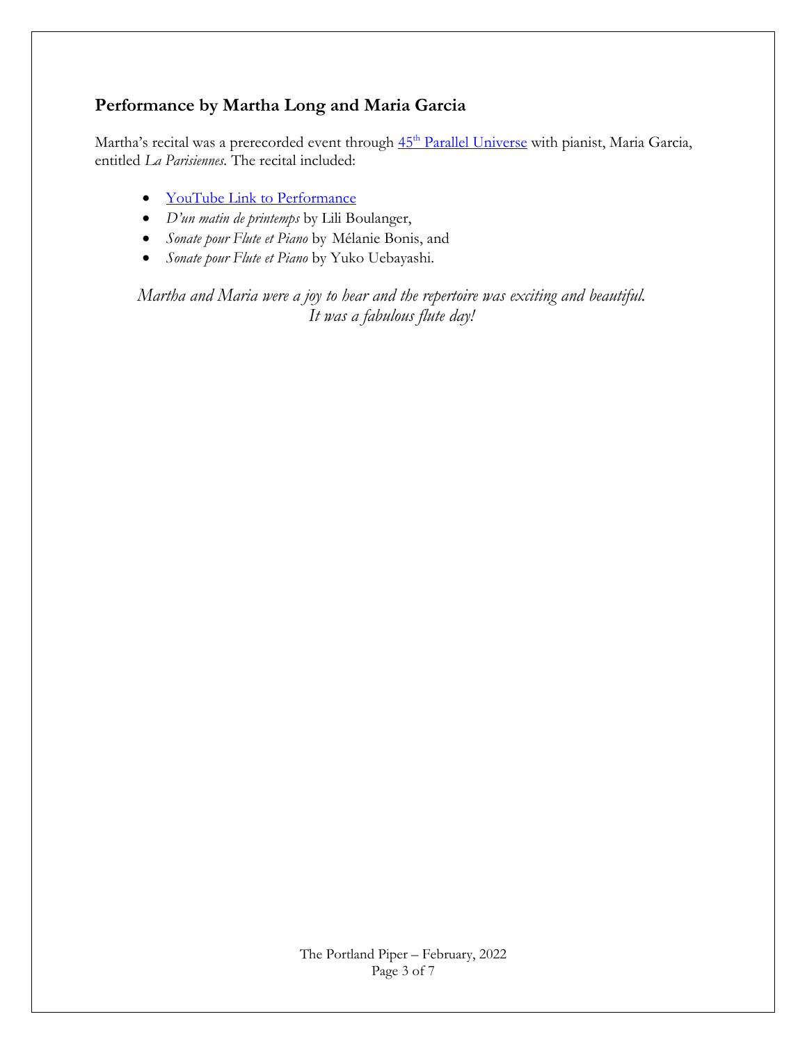## Performance by Martha Long and Maria Garcia

Martha's recital was a prerecorded event through 45th Parallel Universe with pianist, Maria Garcia, entitled *La Parisiennes.* The recital included:

- YouTube Link to Performance
- *D'un matin de printemps* by Lili Boulanger,
- *Sonate pour Flute et Piano* by Mélanie Bonis, and
- *Sonate pour Flute et Piano* by Yuko Uebayashi.

*Martha and Maria were a joy to hear and the repertoire was exciting and beautiful.*
*It was a fabulous flute day!*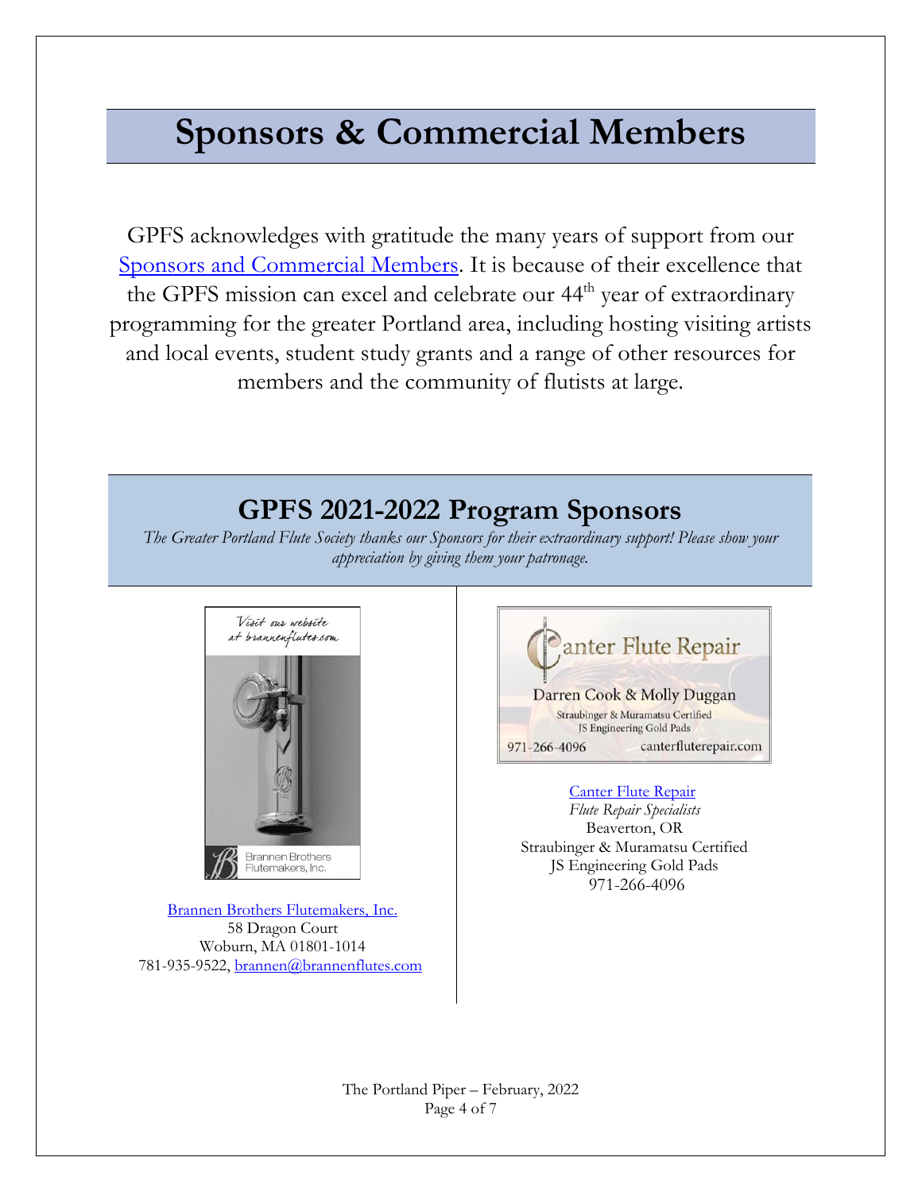# Sponsors & Commercial Members

GPFS acknowledges with gratitude the many years of support from our Sponsors and Commercial Members. It is because of their excellence that the GPFS mission can excel and celebrate our 44th year of extraordinary programming for the greater Portland area, including hosting visiting artists and local events, student study grants and a range of other resources for members and the community of flutists at large.

## GPFS 2021-2022 Program Sponsors

*The Greater Portland Flute Society thanks our Sponsors for their extraordinary support! Please show your appreciation by giving them your patronage.*

Visit our website at brannenflutes.com

Brannen Brothers Flutemakers, Inc.

Brannen Brothers Flutemakers, Inc.
58 Dragon Court
Woburn, MA 01801-1014
781-935-9522, brannen@brannenflutes.com

Canter Flute Repair
Darren Cook & Molly Duggan
Straubinger & Muramatsu Certified
JS Engineering Gold Pads
971-266-4096 canterfluterepair.com

Canter Flute Repair
*Flute Repair Specialists*
Beaverton, OR
Straubinger & Muramatsu Certified
JS Engineering Gold Pads
971-266-4096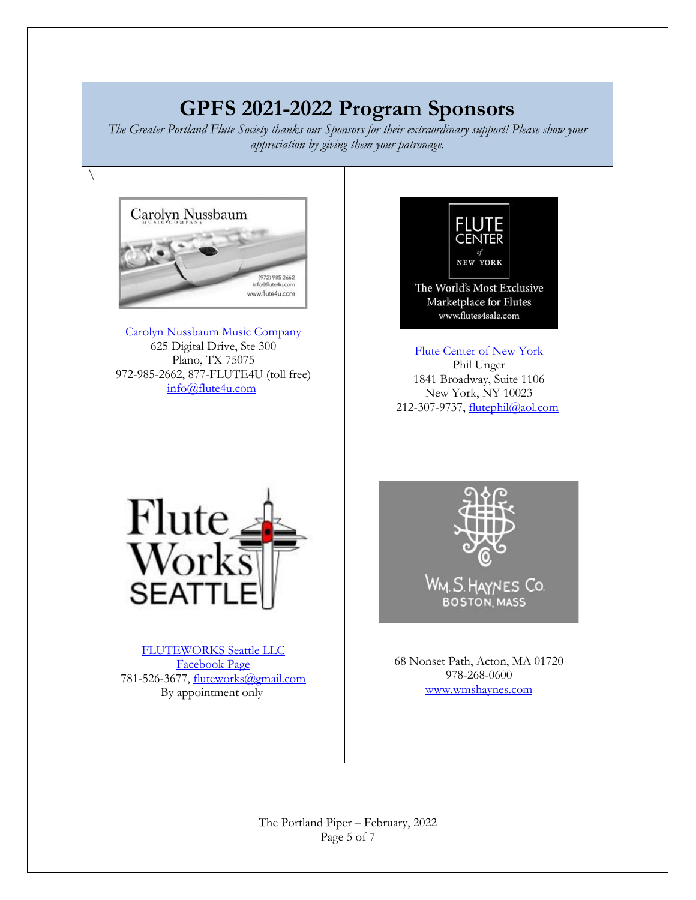# GPFS 2021-2022 Program Sponsors

*The Greater Portland Flute Society thanks our Sponsors for their extraordinary support! Please show your appreciation by giving them your patronage.*

Carolyn Nussbaum Music Company
625 Digital Drive, Ste 300
Plano, TX 75075
972-985-2662, 877-FLUTE4U (toll free)
info@flute4u.com

Flute Center of New York
Phil Unger
1841 Broadway, Suite 1106
New York, NY 10023
212-307-9737, flutephil@aol.com

FLUTEWORKS Seattle LLC
Facebook Page
781-526-3677, fluteworks@gmail.com
By appointment only

68 Nonset Path, Acton, MA 01720
978-268-0600
www.wmshaynes.com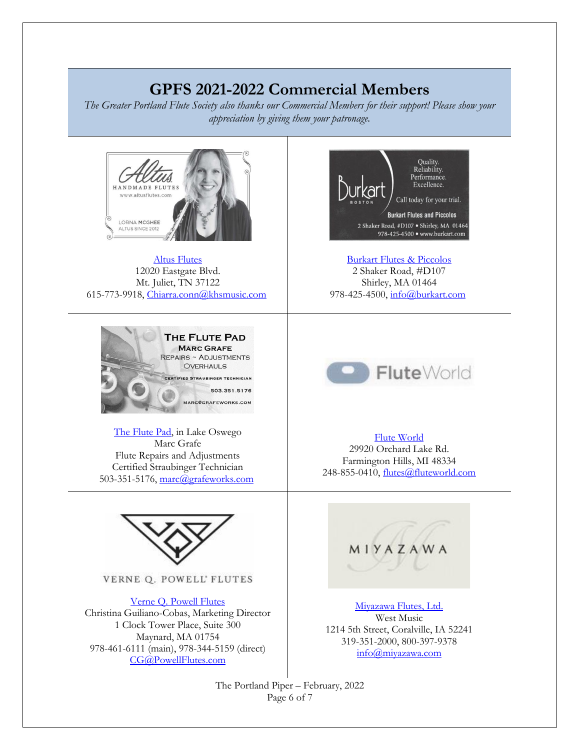# GPFS 2021-2022 Commercial Members

*The Greater Portland Flute Society also thanks our Commercial Members for their support! Please show your appreciation by giving them your patronage.*

Altus Flutes
12020 Eastgate Blvd.
Mt. Juliet, TN 37122
615-773-9918, Chiarra.conn@khsmusic.com

Burkart Flutes & Piccolos
2 Shaker Road, #D107
Shirley, MA 01464
978-425-4500, info@burkart.com

The Flute Pad, in Lake Oswego
Marc Grafe
Flute Repairs and Adjustments
Certified Straubinger Technician
503-351-5176, marc@grafeworks.com

Flute World
29920 Orchard Lake Rd.
Farmington Hills, MI 48334
248-855-0410, flutes@fluteworld.com

Verne Q. Powell Flutes
Christina Guiliano-Cobas, Marketing Director
1 Clock Tower Place, Suite 300
Maynard, MA 01754
978-461-6111 (main), 978-344-5159 (direct)
CG@PowellFlutes.com

Miyazawa Flutes, Ltd.
West Music
1214 5th Street, Coralville, IA 52241
319-351-2000, 800-397-9378
info@miyazawa.com

The Portland Piper – February, 2022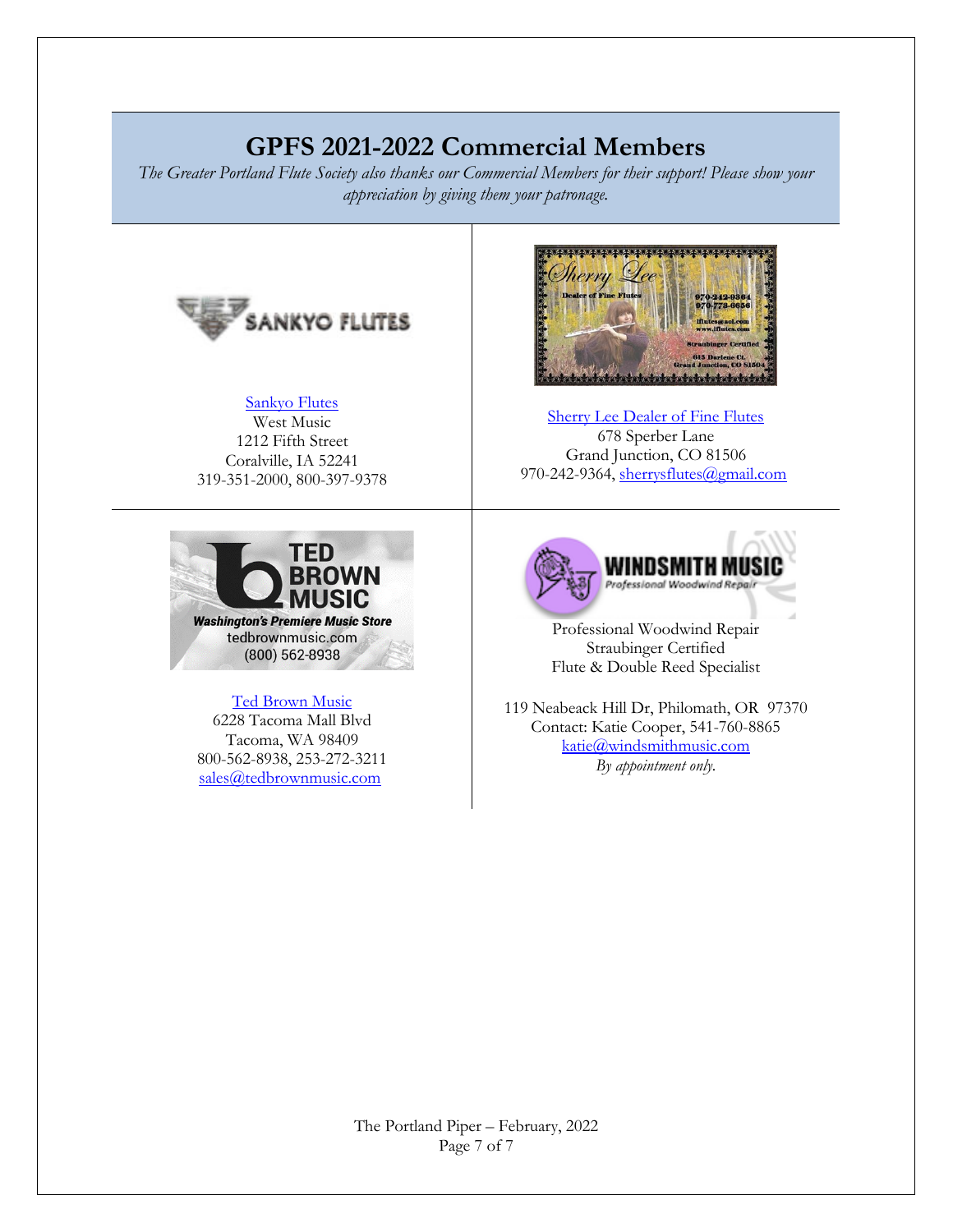# GPFS 2021-2022 Commercial Members

*The Greater Portland Flute Society also thanks our Commercial Members for their support! Please show your appreciation by giving them your patronage.*

Sankyo Flutes
West Music
1212 Fifth Street
Coralville, IA 52241
319-351-2000, 800-397-9378

Sherry Lee Dealer of Fine Flutes
678 Sperber Lane
Grand Junction, CO 81506
970-242-9364, sherrysflutes@gmail.com

Ted Brown Music
6228 Tacoma Mall Blvd
Tacoma, WA 98409
800-562-8938, 253-272-3211
sales@tedbrownmusic.com

Professional Woodwind Repair
Straubinger Certified
Flute & Double Reed Specialist

119 Neabeack Hill Dr, Philomath, OR 97370
Contact: Katie Cooper, 541-760-8865
katie@windsmithmusic.com
*By appointment only.*